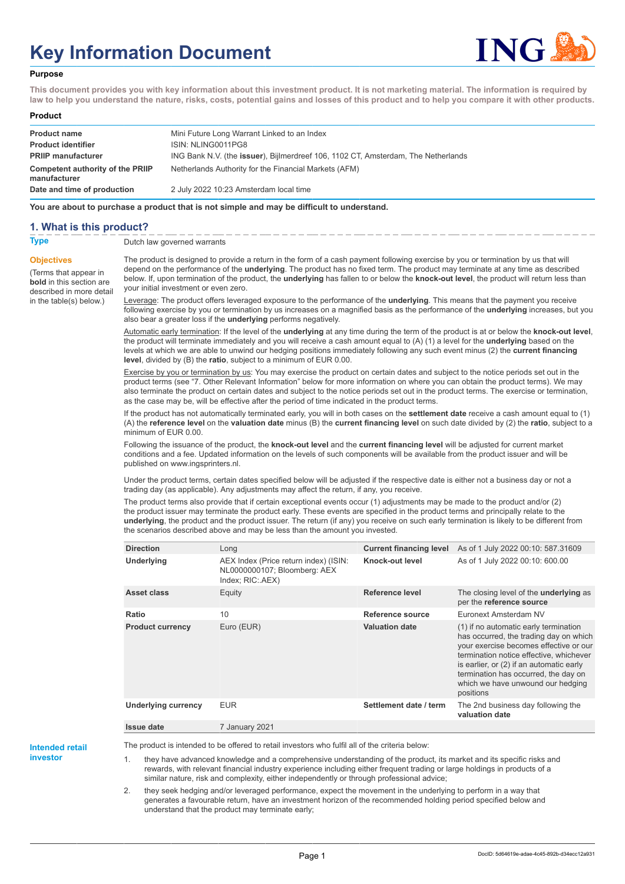# Key Information Document

### Purpose

**This document provides you with key information about this investment product. It is not marketing material. The information is required by law to help you understand the nature, risks, costs, potential gains and losses of this product and to help you compare it with other products.**

### Product

| | |
|---|---|
| **Product name** | Mini Future Long Warrant Linked to an Index |
| **Product identifier** | ISIN: NLING0011PG8 |
| **PRIIP manufacturer** | ING Bank N.V. (the **issuer**), Bijlmerdreef 106, 1102 CT, Amsterdam, The Netherlands |
| **Competent authority of the PRIIP manufacturer** | Netherlands Authority for the Financial Markets (AFM) |
| **Date and time of production** | 2 July 2022 10:23 Amsterdam local time |

**You are about to purchase a product that is not simple and may be difficult to understand.**

## 1. What is this product?

**Type**

Dutch law governed warrants

**Objectives**

(Terms that appear in **bold** in this section are described in more detail in the table(s) below.)

The product is designed to provide a return in the form of a cash payment following exercise by you or termination by us that will depend on the performance of the **underlying**. The product has no fixed term. The product may terminate at any time as described below. If, upon termination of the product, the **underlying** has fallen to or below the **knock-out level**, the product will return less than your initial investment or even zero.

Leverage: The product offers leveraged exposure to the performance of the **underlying**. This means that the payment you receive following exercise by you or termination by us increases on a magnified basis as the performance of the **underlying** increases, but you also bear a greater loss if the **underlying** performs negatively.

Automatic early termination: If the level of the **underlying** at any time during the term of the product is at or below the **knock-out level**, the product will terminate immediately and you will receive a cash amount equal to (A) (1) a level for the **underlying** based on the levels at which we are able to unwind our hedging positions immediately following any such event minus (2) the **current financing level**, divided by (B) the **ratio**, subject to a minimum of EUR 0.00.

Exercise by you or termination by us: You may exercise the product on certain dates and subject to the notice periods set out in the product terms (see "7. Other Relevant Information" below for more information on where you can obtain the product terms). We may also terminate the product on certain dates and subject to the notice periods set out in the product terms. The exercise or termination, as the case may be, will be effective after the period of time indicated in the product terms.

If the product has not automatically terminated early, you will in both cases on the **settlement date** receive a cash amount equal to (1) (A) the **reference level** on the **valuation date** minus (B) the **current financing level** on such date divided by (2) the **ratio**, subject to a minimum of EUR 0.00.

Following the issuance of the product, the **knock-out level** and the **current financing level** will be adjusted for current market conditions and a fee. Updated information on the levels of such components will be available from the product issuer and will be published on www.ingsprinters.nl.

Under the product terms, certain dates specified below will be adjusted if the respective date is either not a business day or not a trading day (as applicable). Any adjustments may affect the return, if any, you receive.

The product terms also provide that if certain exceptional events occur (1) adjustments may be made to the product and/or (2) the product issuer may terminate the product early. These events are specified in the product terms and principally relate to the **underlying**, the product and the product issuer. The return (if any) you receive on such early termination is likely to be different from the scenarios described above and may be less than the amount you invested.

| | | | |
|---|---|---|---|
| **Direction** | Long | **Current financing level** | As of 1 July 2022 00:10: 587.31609 |
| **Underlying** | AEX Index (Price return index) (ISIN: NL0000000107; Bloomberg: AEX Index; RIC:.AEX) | **Knock-out level** | As of 1 July 2022 00:10: 600.00 |
| **Asset class** | Equity | **Reference level** | The closing level of the **underlying** as per the **reference source** |
| **Ratio** | 10 | **Reference source** | Euronext Amsterdam NV |
| **Product currency** | Euro (EUR) | **Valuation date** | (1) if no automatic early termination has occurred, the trading day on which your exercise becomes effective or our termination notice effective, whichever is earlier, or (2) if an automatic early termination has occurred, the day on which we have unwound our hedging positions |
| **Underlying currency** | EUR | **Settlement date / term** | The 2nd business day following the **valuation date** |
| **Issue date** | 7 January 2021 | | |

**Intended retail investor**

The product is intended to be offered to retail investors who fulfil all of the criteria below:

1. they have advanced knowledge and a comprehensive understanding of the product, its market and its specific risks and rewards, with relevant financial industry experience including either frequent trading or large holdings in products of a similar nature, risk and complexity, either independently or through professional advice;
2. they seek hedging and/or leveraged performance, expect the movement in the underlying to perform in a way that generates a favourable return, have an investment horizon of the recommended holding period specified below and understand that the product may terminate early;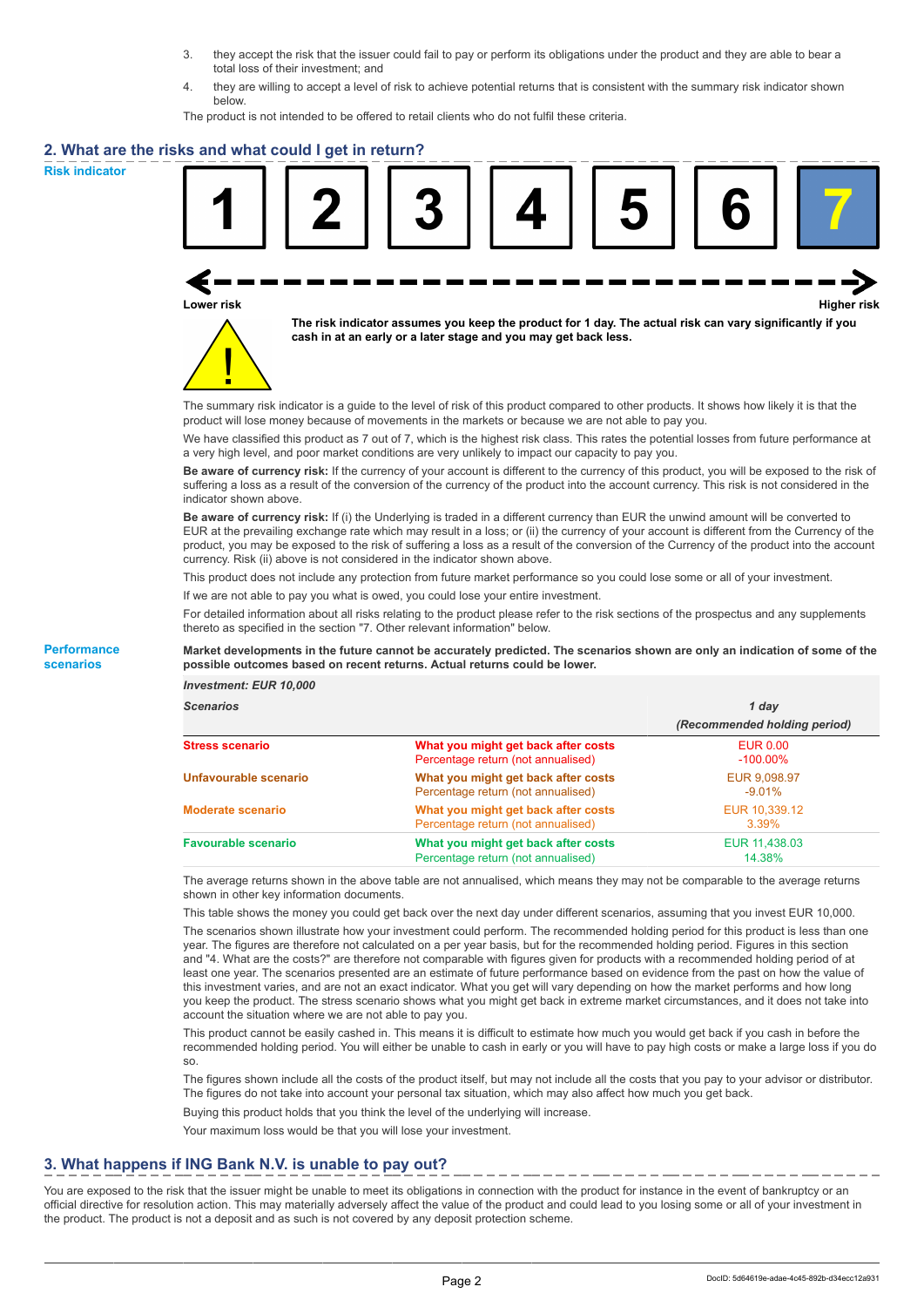3. they accept the risk that the issuer could fail to pay or perform its obligations under the product and they are able to bear a total loss of their investment; and
4. they are willing to accept a level of risk to achieve potential returns that is consistent with the summary risk indicator shown below.

The product is not intended to be offered to retail clients who do not fulfil these criteria.

## 2. What are the risks and what could I get in return?

### Risk indicator

| 1 | 2 | 3 | 4 | 5 | 6 | **7** |
|---|---|---|---|---|---|---|

Lower risk ← → Higher risk

**The risk indicator assumes you keep the product for 1 day. The actual risk can vary significantly if you cash in at an early or a later stage and you may get back less.**

The summary risk indicator is a guide to the level of risk of this product compared to other products. It shows how likely it is that the product will lose money because of movements in the markets or because we are not able to pay you.

We have classified this product as 7 out of 7, which is the highest risk class. This rates the potential losses from future performance at a very high level, and poor market conditions are very unlikely to impact our capacity to pay you.

**Be aware of currency risk:** If the currency of your account is different to the currency of this product, you will be exposed to the risk of suffering a loss as a result of the conversion of the currency of the product into the account currency. This risk is not considered in the indicator shown above.

**Be aware of currency risk:** If (i) the Underlying is traded in a different currency than EUR the unwind amount will be converted to EUR at the prevailing exchange rate which may result in a loss; or (ii) the currency of your account is different from the Currency of the product, you may be exposed to the risk of suffering a loss as a result of the conversion of the Currency of the product into the account currency. Risk (ii) above is not considered in the indicator shown above.

This product does not include any protection from future market performance so you could lose some or all of your investment.

If we are not able to pay you what is owed, you could lose your entire investment.

For detailed information about all risks relating to the product please refer to the risk sections of the prospectus and any supplements thereto as specified in the section "7. Other relevant information" below.

### Performance scenarios

**Market developments in the future cannot be accurately predicted. The scenarios shown are only an indication of some of the possible outcomes based on recent returns. Actual returns could be lower.**

| ***Investment: EUR 10,000*** | | |
|---|---|---|
| ***Scenarios*** | | ***1 day*** ***(Recommended holding period)*** |
| **Stress scenario** | **What you might get back after costs** | EUR 0.00 |
| | Percentage return (not annualised) | -100.00% |
| **Unfavourable scenario** | **What you might get back after costs** | EUR 9,098.97 |
| | Percentage return (not annualised) | -9.01% |
| **Moderate scenario** | **What you might get back after costs** | EUR 10,339.12 |
| | Percentage return (not annualised) | 3.39% |
| **Favourable scenario** | **What you might get back after costs** | EUR 11,438.03 |
| | Percentage return (not annualised) | 14.38% |

The average returns shown in the above table are not annualised, which means they may not be comparable to the average returns shown in other key information documents.

This table shows the money you could get back over the next day under different scenarios, assuming that you invest EUR 10,000.

The scenarios shown illustrate how your investment could perform. The recommended holding period for this product is less than one year. The figures are therefore not calculated on a per year basis, but for the recommended holding period. Figures in this section and "4. What are the costs?" are therefore not comparable with figures given for products with a recommended holding period of at least one year. The scenarios presented are an estimate of future performance based on evidence from the past on how the value of this investment varies, and are not an exact indicator. What you get will vary depending on how the market performs and how long you keep the product. The stress scenario shows what you might get back in extreme market circumstances, and it does not take into account the situation where we are not able to pay you.

This product cannot be easily cashed in. This means it is difficult to estimate how much you would get back if you cash in before the recommended holding period. You will either be unable to cash in early or you will have to pay high costs or make a large loss if you do so.

The figures shown include all the costs of the product itself, but may not include all the costs that you pay to your advisor or distributor. The figures do not take into account your personal tax situation, which may also affect how much you get back.

Buying this product holds that you think the level of the underlying will increase.

Your maximum loss would be that you will lose your investment.

## 3. What happens if ING Bank N.V. is unable to pay out?

You are exposed to the risk that the issuer might be unable to meet its obligations in connection with the product for instance in the event of bankruptcy or an official directive for resolution action. This may materially adversely affect the value of the product and could lead to you losing some or all of your investment in the product. The product is not a deposit and as such is not covered by any deposit protection scheme.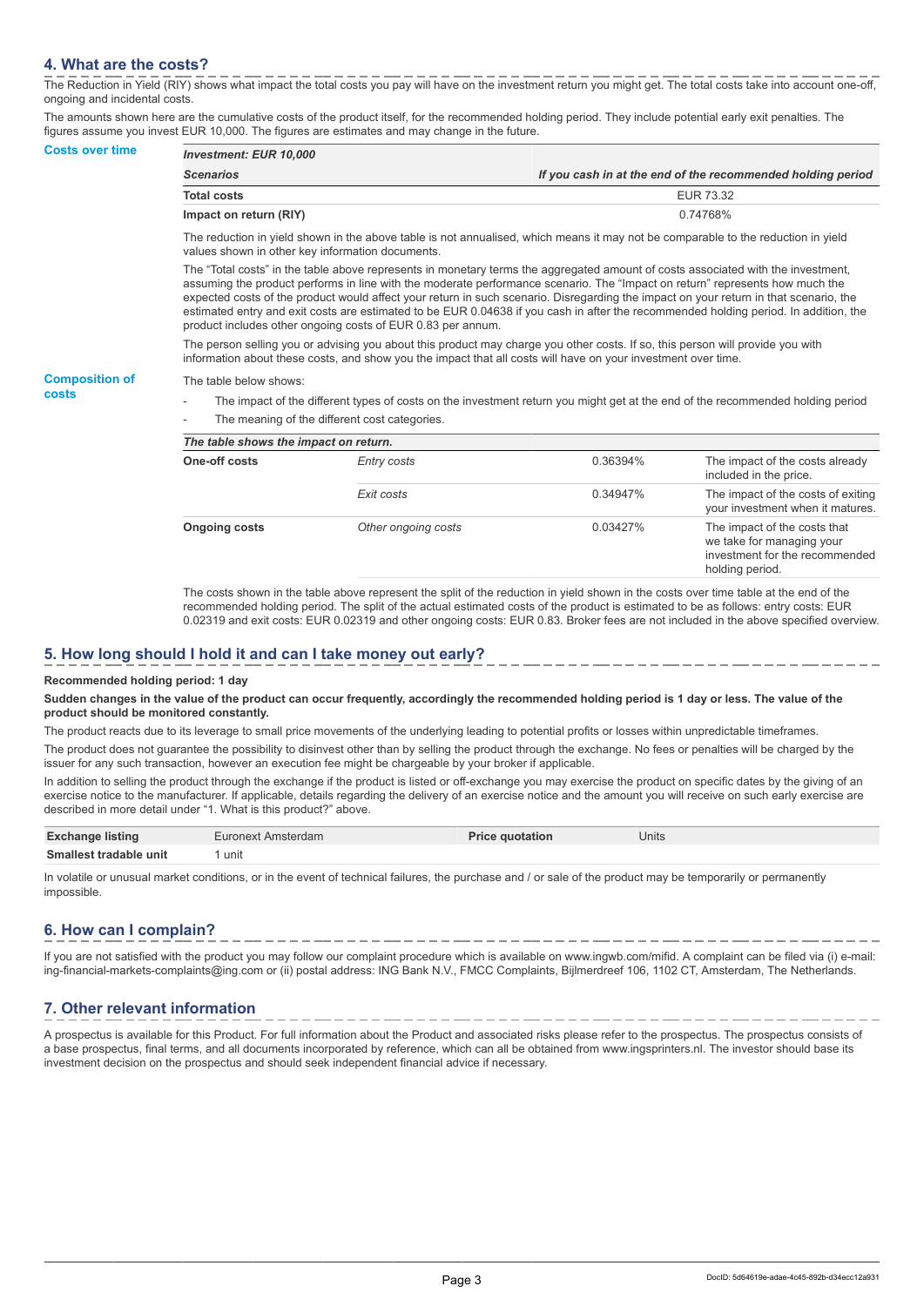## 4. What are the costs?

The Reduction in Yield (RIY) shows what impact the total costs you pay will have on the investment return you might get. The total costs take into account one-off, ongoing and incidental costs.

The amounts shown here are the cumulative costs of the product itself, for the recommended holding period. They include potential early exit penalties. The figures assume you invest EUR 10,000. The figures are estimates and may change in the future.

**Costs over time**

| *Investment: EUR 10,000* | |
|---|---|
| ***Scenarios*** | ***If you cash in at the end of the recommended holding period*** |
| **Total costs** | EUR 73.32 |
| **Impact on return (RIY)** | 0.74768% |

The reduction in yield shown in the above table is not annualised, which means it may not be comparable to the reduction in yield values shown in other key information documents.

The "Total costs" in the table above represents in monetary terms the aggregated amount of costs associated with the investment, assuming the product performs in line with the moderate performance scenario. The "Impact on return" represents how much the expected costs of the product would affect your return in such scenario. Disregarding the impact on your return in that scenario, the estimated entry and exit costs are estimated to be EUR 0.04638 if you cash in after the recommended holding period. In addition, the product includes other ongoing costs of EUR 0.83 per annum.

The person selling you or advising you about this product may charge you other costs. If so, this person will provide you with information about these costs, and show you the impact that all costs will have on your investment over time.

**Composition of costs**

The table below shows:

- The impact of the different types of costs on the investment return you might get at the end of the recommended holding period
- The meaning of the different cost categories.

| *The table shows the impact on return.* | | | |
|---|---|---|---|
| **One-off costs** | *Entry costs* | 0.36394% | The impact of the costs already included in the price. |
| | *Exit costs* | 0.34947% | The impact of the costs of exiting your investment when it matures. |
| **Ongoing costs** | *Other ongoing costs* | 0.03427% | The impact of the costs that we take for managing your investment for the recommended holding period. |

The costs shown in the table above represent the split of the reduction in yield shown in the costs over time table at the end of the recommended holding period. The split of the actual estimated costs of the product is estimated to be as follows: entry costs: EUR 0.02319 and exit costs: EUR 0.02319 and other ongoing costs: EUR 0.83. Broker fees are not included in the above specified overview.

## 5. How long should I hold it and can I take money out early?

**Recommended holding period: 1 day**

**Sudden changes in the value of the product can occur frequently, accordingly the recommended holding period is 1 day or less. The value of the product should be monitored constantly.**

The product reacts due to its leverage to small price movements of the underlying leading to potential profits or losses within unpredictable timeframes.

The product does not guarantee the possibility to disinvest other than by selling the product through the exchange. No fees or penalties will be charged by the issuer for any such transaction, however an execution fee might be chargeable by your broker if applicable.

In addition to selling the product through the exchange if the product is listed or off-exchange you may exercise the product on specific dates by the giving of an exercise notice to the manufacturer. If applicable, details regarding the delivery of an exercise notice and the amount you will receive on such early exercise are described in more detail under "1. What is this product?" above.

| | | | |
|---|---|---|---|
| **Exchange listing** | Euronext Amsterdam | **Price quotation** | Units |
| **Smallest tradable unit** | 1 unit | | |

In volatile or unusual market conditions, or in the event of technical failures, the purchase and / or sale of the product may be temporarily or permanently impossible.

## 6. How can I complain?

If you are not satisfied with the product you may follow our complaint procedure which is available on www.ingwb.com/mifid. A complaint can be filed via (i) e-mail: ing-financial-markets-complaints@ing.com or (ii) postal address: ING Bank N.V., FMCC Complaints, Bijlmerdreef 106, 1102 CT, Amsterdam, The Netherlands.

## 7. Other relevant information

A prospectus is available for this Product. For full information about the Product and associated risks please refer to the prospectus. The prospectus consists of a base prospectus, final terms, and all documents incorporated by reference, which can all be obtained from www.ingsprinters.nl. The investor should base its investment decision on the prospectus and should seek independent financial advice if necessary.

DocID: 5d64619e-adae-4c45-892b-d34ecc12a931